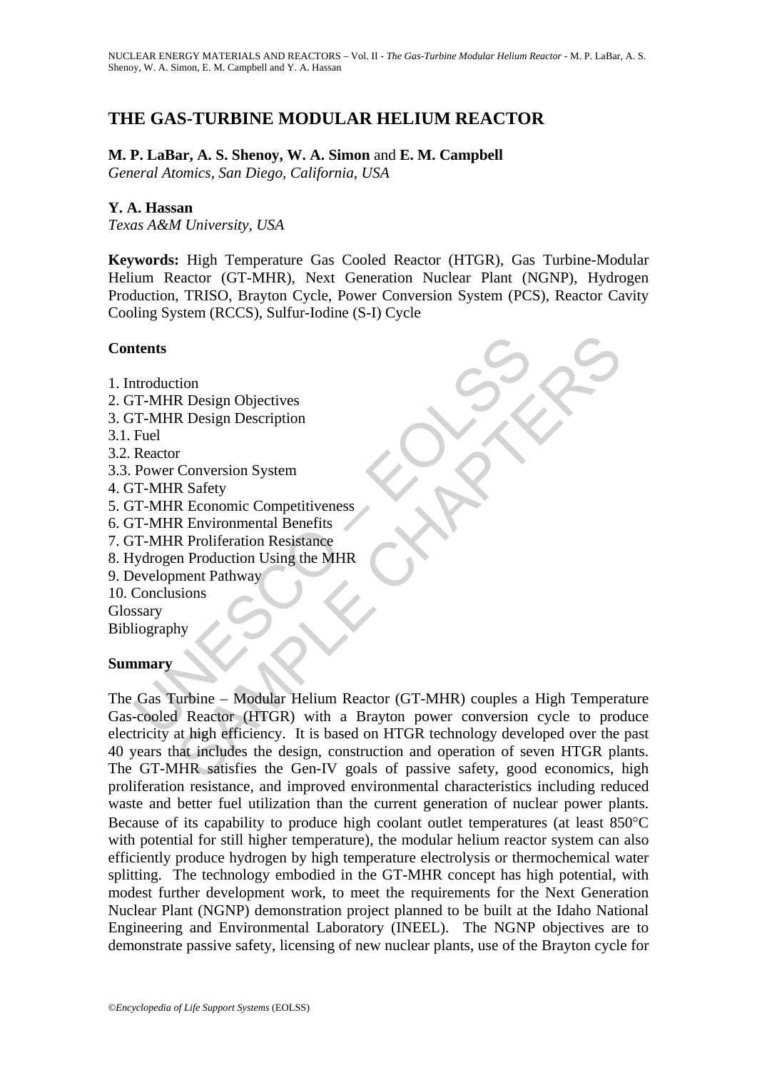# THE GAS-TURBINE MODULAR HELIUM REACTOR

**M. P. LaBar, A. S. Shenoy, W. A. Simon** and **E. M. Campbell**
*General Atomics, San Diego, California, USA*

**Y. A. Hassan**
*Texas A&M University, USA*

**Keywords:** High Temperature Gas Cooled Reactor (HTGR), Gas Turbine-Modular Helium Reactor (GT-MHR), Next Generation Nuclear Plant (NGNP), Hydrogen Production, TRISO, Brayton Cycle, Power Conversion System (PCS), Reactor Cavity Cooling System (RCCS), Sulfur-Iodine (S-I) Cycle

## Contents

1. Introduction
2. GT-MHR Design Objectives
3. GT-MHR Design Description
3.1. Fuel
3.2. Reactor
3.3. Power Conversion System
4. GT-MHR Safety
5. GT-MHR Economic Competitiveness
6. GT-MHR Environmental Benefits
7. GT-MHR Proliferation Resistance
8. Hydrogen Production Using the MHR
9. Development Pathway
10. Conclusions
Glossary
Bibliography

## Summary

The Gas Turbine – Modular Helium Reactor (GT-MHR) couples a High Temperature Gas-cooled Reactor (HTGR) with a Brayton power conversion cycle to produce electricity at high efficiency. It is based on HTGR technology developed over the past 40 years that includes the design, construction and operation of seven HTGR plants. The GT-MHR satisfies the Gen-IV goals of passive safety, good economics, high proliferation resistance, and improved environmental characteristics including reduced waste and better fuel utilization than the current generation of nuclear power plants. Because of its capability to produce high coolant outlet temperatures (at least 850°C with potential for still higher temperature), the modular helium reactor system can also efficiently produce hydrogen by high temperature electrolysis or thermochemical water splitting. The technology embodied in the GT-MHR concept has high potential, with modest further development work, to meet the requirements for the Next Generation Nuclear Plant (NGNP) demonstration project planned to be built at the Idaho National Engineering and Environmental Laboratory (INEEL). The NGNP objectives are to demonstrate passive safety, licensing of new nuclear plants, use of the Brayton cycle for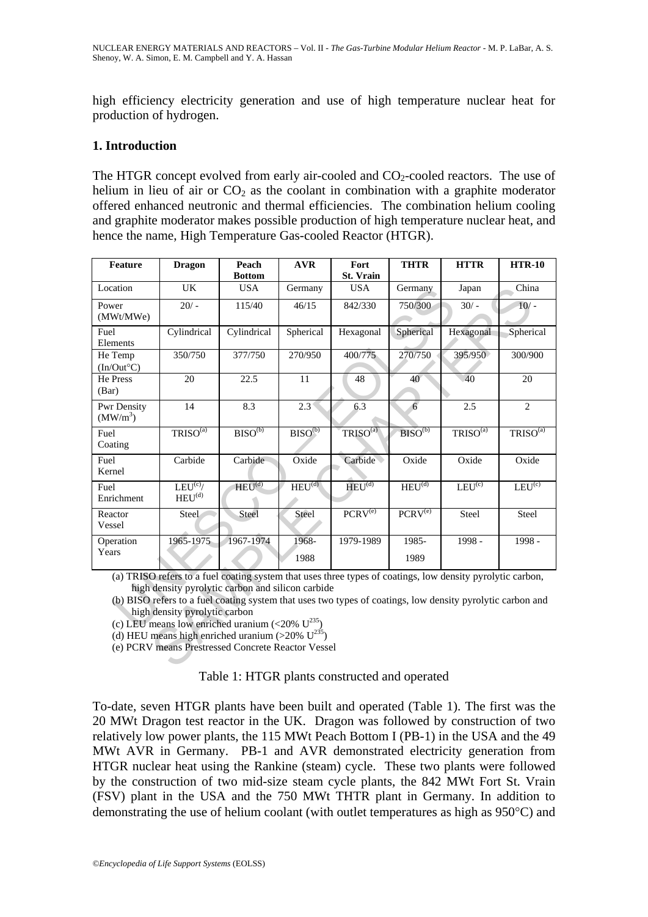high efficiency electricity generation and use of high temperature nuclear heat for production of hydrogen.

## 1. Introduction

The HTGR concept evolved from early air-cooled and $CO_2$-cooled reactors. The use of helium in lieu of air or $CO_2$ as the coolant in combination with a graphite moderator offered enhanced neutronic and thermal efficiencies. The combination helium cooling and graphite moderator makes possible production of high temperature nuclear heat, and hence the name, High Temperature Gas-cooled Reactor (HTGR).

| Feature | Dragon | Peach Bottom | AVR | Fort St. Vrain | THTR | HTTR | HTR-10 |
|---|---|---|---|---|---|---|---|
| Location | UK | USA | Germany | USA | Germany | Japan | China |
| Power (MWt/MWe) | 20/ - | 115/40 | 46/15 | 842/330 | 750/300 | 30/ - | 10/ - |
| Fuel Elements | Cylindrical | Cylindrical | Spherical | Hexagonal | Spherical | Hexagonal | Spherical |
| He Temp (In/Out°C) | 350/750 | 377/750 | 270/950 | 400/775 | 270/750 | 395/950 | 300/900 |
| He Press (Bar) | 20 | 22.5 | 11 | 48 | 40 | 40 | 20 |
| Pwr Density ($MW/m^3$) | 14 | 8.3 | 2.3 | 6.3 | 6 | 2.5 | 2 |
| Fuel Coating | TRISO[a] | BISO[b] | BISO[b] | TRISO[a] | BISO[b] | TRISO[a] | TRISO[a] |
| Fuel Kernel | Carbide | Carbide | Oxide | Carbide | Oxide | Oxide | Oxide |
| Fuel Enrichment | LEU[c]/ HEU[d] | HEU[d] | HEU[d] | HEU[d] | HEU[d] | LEU[c] | LEU[c] |
| Reactor Vessel | Steel | Steel | Steel | PCRV[e] | PCRV[e] | Steel | Steel |
| Operation Years | 1965-1975 | 1967-1974 | 1968-1988 | 1979-1989 | 1985-1989 | 1998 - | 1998 - |

(a) TRISO refers to a fuel coating system that uses three types of coatings, low density pyrolytic carbon, high density pyrolytic carbon and silicon carbide

(b) BISO refers to a fuel coating system that uses two types of coatings, low density pyrolytic carbon and high density pyrolytic carbon

(c) LEU means low enriched uranium (<20% $U^{235}$)

(d) HEU means high enriched uranium (>20% $U^{235}$)

(e) PCRV means Prestressed Concrete Reactor Vessel

Table 1: HTGR plants constructed and operated

To-date, seven HTGR plants have been built and operated (Table 1). The first was the 20 MWt Dragon test reactor in the UK. Dragon was followed by construction of two relatively low power plants, the 115 MWt Peach Bottom I (PB-1) in the USA and the 49 MWt AVR in Germany. PB-1 and AVR demonstrated electricity generation from HTGR nuclear heat using the Rankine (steam) cycle. These two plants were followed by the construction of two mid-size steam cycle plants, the 842 MWt Fort St. Vrain (FSV) plant in the USA and the 750 MWt THTR plant in Germany. In addition to demonstrating the use of helium coolant (with outlet temperatures as high as 950°C) and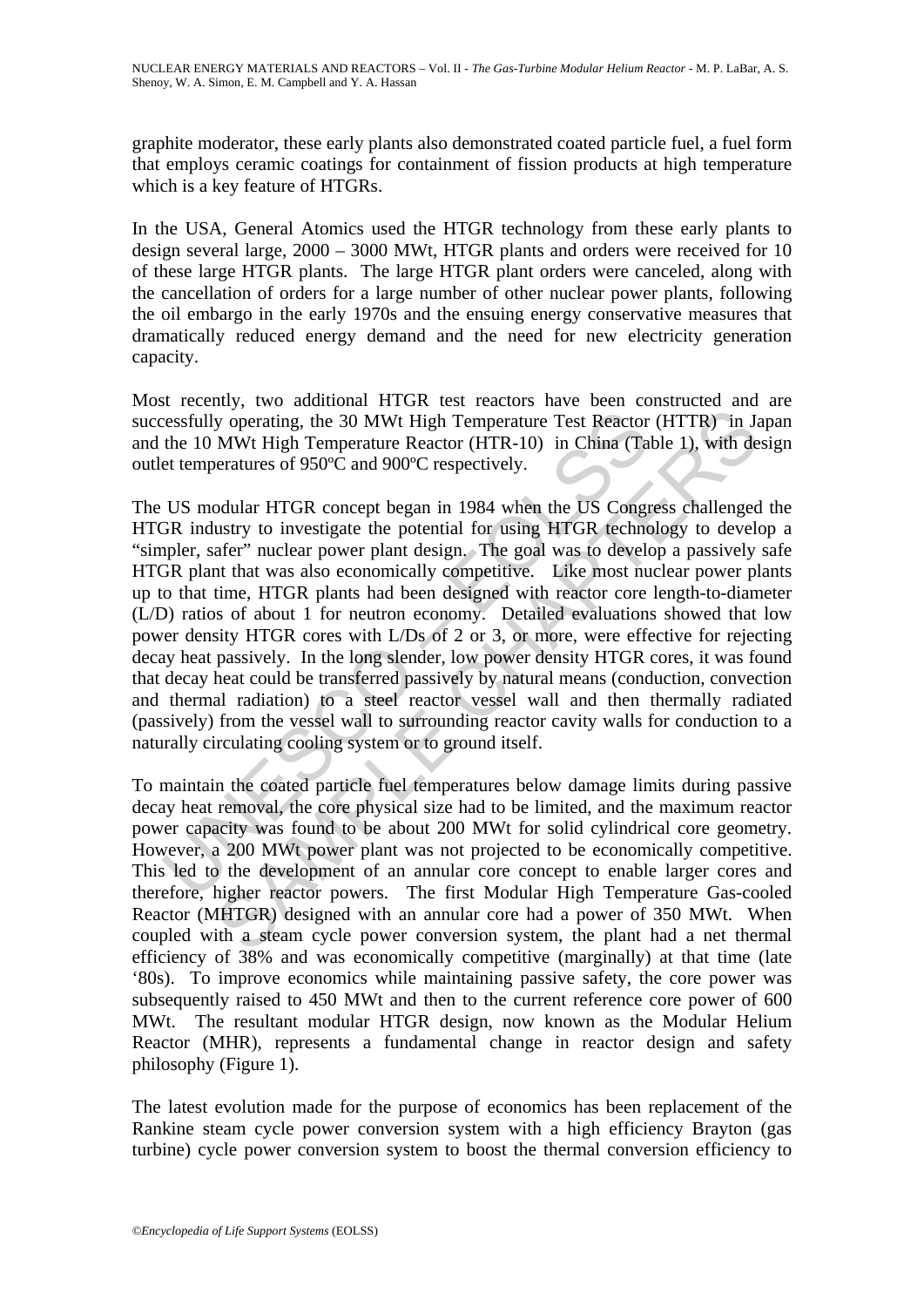graphite moderator, these early plants also demonstrated coated particle fuel, a fuel form that employs ceramic coatings for containment of fission products at high temperature which is a key feature of HTGRs.

In the USA, General Atomics used the HTGR technology from these early plants to design several large, 2000 – 3000 MWt, HTGR plants and orders were received for 10 of these large HTGR plants. The large HTGR plant orders were canceled, along with the cancellation of orders for a large number of other nuclear power plants, following the oil embargo in the early 1970s and the ensuing energy conservative measures that dramatically reduced energy demand and the need for new electricity generation capacity.

Most recently, two additional HTGR test reactors have been constructed and are successfully operating, the 30 MWt High Temperature Test Reactor (HTTR) in Japan and the 10 MWt High Temperature Reactor (HTR-10) in China (Table 1), with design outlet temperatures of 950ºC and 900ºC respectively.

The US modular HTGR concept began in 1984 when the US Congress challenged the HTGR industry to investigate the potential for using HTGR technology to develop a "simpler, safer" nuclear power plant design. The goal was to develop a passively safe HTGR plant that was also economically competitive. Like most nuclear power plants up to that time, HTGR plants had been designed with reactor core length-to-diameter (L/D) ratios of about 1 for neutron economy. Detailed evaluations showed that low power density HTGR cores with L/Ds of 2 or 3, or more, were effective for rejecting decay heat passively. In the long slender, low power density HTGR cores, it was found that decay heat could be transferred passively by natural means (conduction, convection and thermal radiation) to a steel reactor vessel wall and then thermally radiated (passively) from the vessel wall to surrounding reactor cavity walls for conduction to a naturally circulating cooling system or to ground itself.

To maintain the coated particle fuel temperatures below damage limits during passive decay heat removal, the core physical size had to be limited, and the maximum reactor power capacity was found to be about 200 MWt for solid cylindrical core geometry. However, a 200 MWt power plant was not projected to be economically competitive. This led to the development of an annular core concept to enable larger cores and therefore, higher reactor powers. The first Modular High Temperature Gas-cooled Reactor (MHTGR) designed with an annular core had a power of 350 MWt. When coupled with a steam cycle power conversion system, the plant had a net thermal efficiency of 38% and was economically competitive (marginally) at that time (late '80s). To improve economics while maintaining passive safety, the core power was subsequently raised to 450 MWt and then to the current reference core power of 600 MWt. The resultant modular HTGR design, now known as the Modular Helium Reactor (MHR), represents a fundamental change in reactor design and safety philosophy (Figure 1).

The latest evolution made for the purpose of economics has been replacement of the Rankine steam cycle power conversion system with a high efficiency Brayton (gas turbine) cycle power conversion system to boost the thermal conversion efficiency to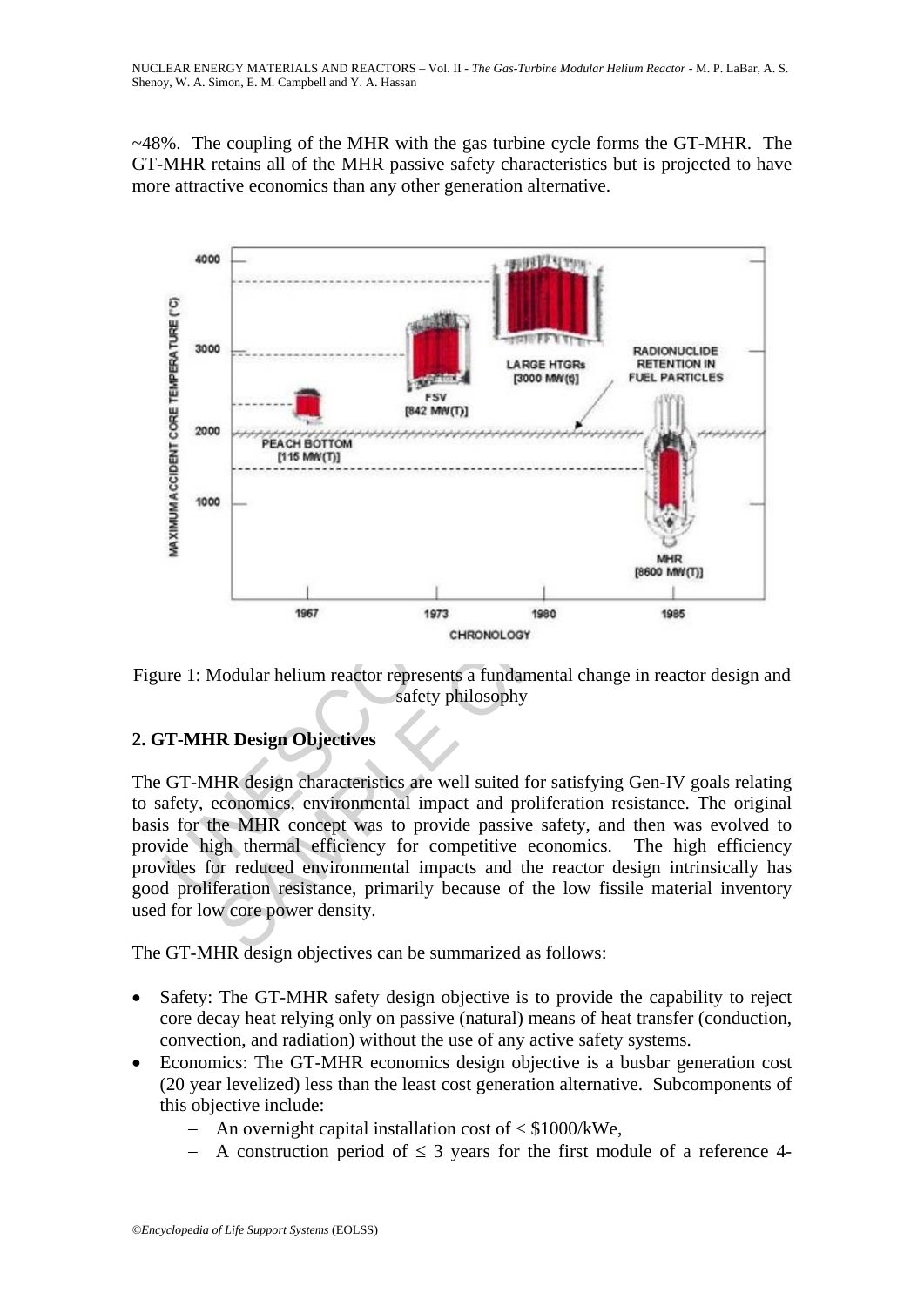~48%. The coupling of the MHR with the gas turbine cycle forms the GT-MHR. The GT-MHR retains all of the MHR passive safety characteristics but is projected to have more attractive economics than any other generation alternative.

Figure 1: Modular helium reactor represents a fundamental change in reactor design and safety philosophy

## 2. GT-MHR Design Objectives

The GT-MHR design characteristics are well suited for satisfying Gen-IV goals relating to safety, economics, environmental impact and proliferation resistance. The original basis for the MHR concept was to provide passive safety, and then was evolved to provide high thermal efficiency for competitive economics. The high efficiency provides for reduced environmental impacts and the reactor design intrinsically has good proliferation resistance, primarily because of the low fissile material inventory used for low core power density.

The GT-MHR design objectives can be summarized as follows:

- Safety: The GT-MHR safety design objective is to provide the capability to reject core decay heat relying only on passive (natural) means of heat transfer (conduction, convection, and radiation) without the use of any active safety systems.
- Economics: The GT-MHR economics design objective is a busbar generation cost (20 year levelized) less than the least cost generation alternative. Subcomponents of this objective include:
  - An overnight capital installation cost of < \$1000/kWe,
  - A construction period of $\leq$ 3 years for the first module of a reference 4-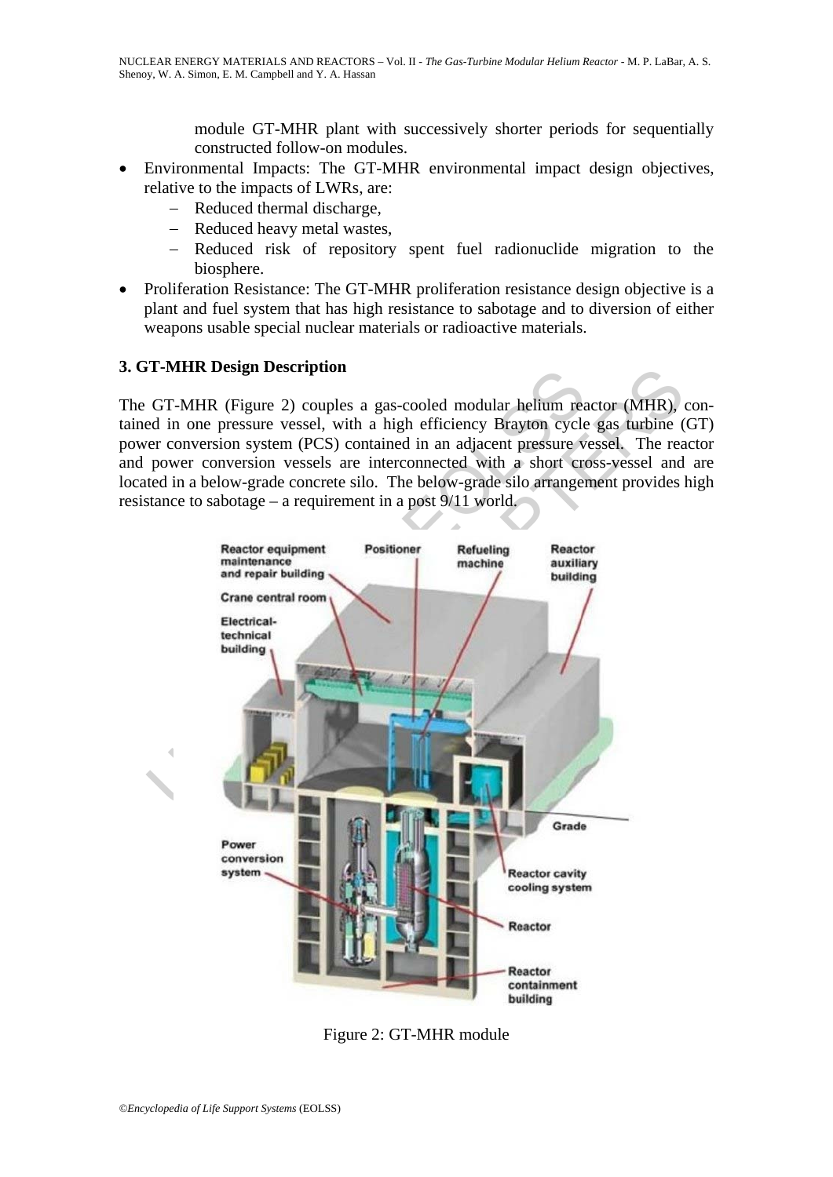module GT-MHR plant with successively shorter periods for sequentially constructed follow-on modules.

- Environmental Impacts: The GT-MHR environmental impact design objectives, relative to the impacts of LWRs, are:
  - Reduced thermal discharge,
  - Reduced heavy metal wastes,
  - Reduced risk of repository spent fuel radionuclide migration to the biosphere.
- Proliferation Resistance: The GT-MHR proliferation resistance design objective is a plant and fuel system that has high resistance to sabotage and to diversion of either weapons usable special nuclear materials or radioactive materials.

## 3. GT-MHR Design Description

The GT-MHR (Figure 2) couples a gas-cooled modular helium reactor (MHR), contained in one pressure vessel, with a high efficiency Brayton cycle gas turbine (GT) power conversion system (PCS) contained in an adjacent pressure vessel. The reactor and power conversion vessels are interconnected with a short cross-vessel and are located in a below-grade concrete silo. The below-grade silo arrangement provides high resistance to sabotage – a requirement in a post 9/11 world.

Figure 2: GT-MHR module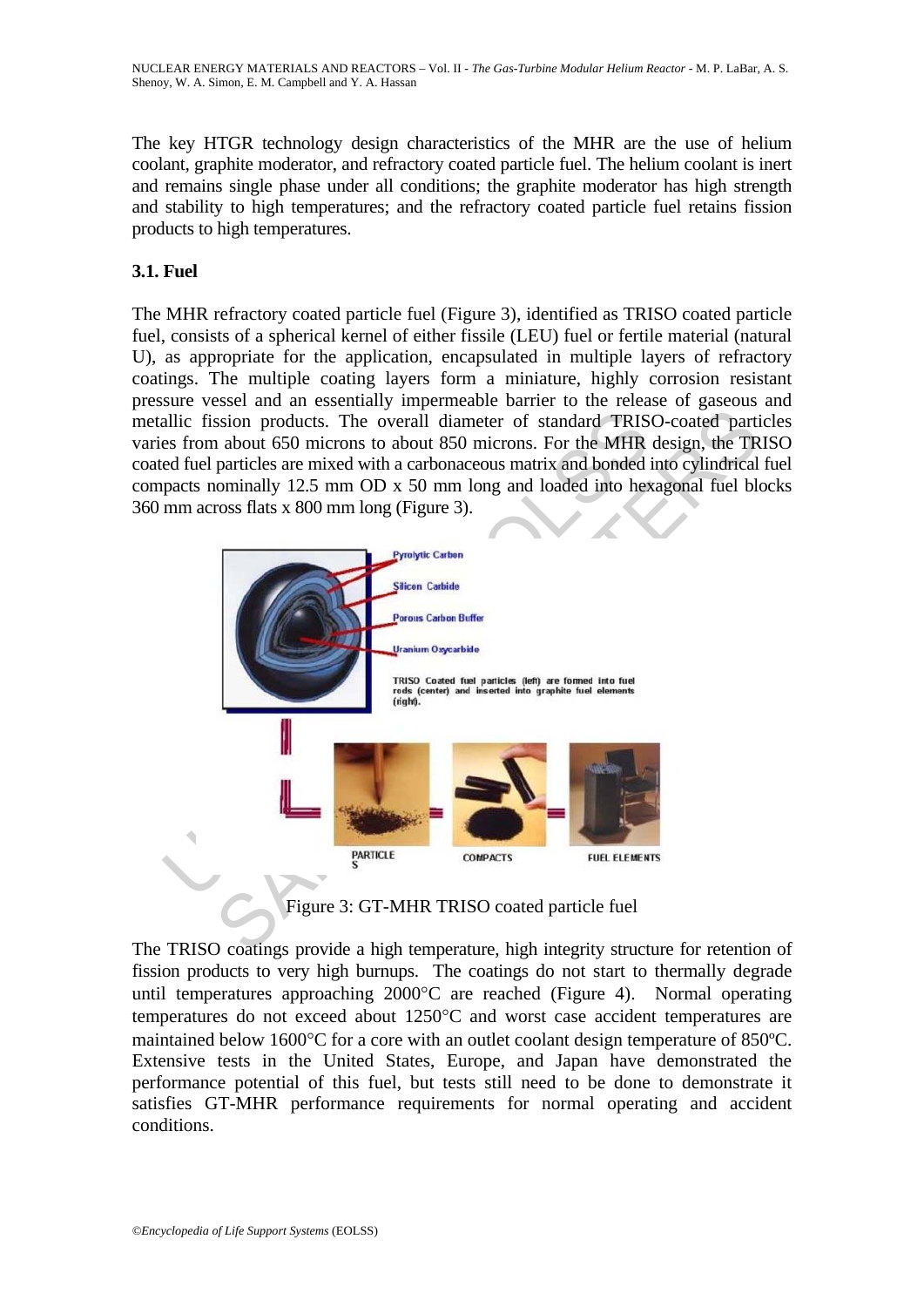The key HTGR technology design characteristics of the MHR are the use of helium coolant, graphite moderator, and refractory coated particle fuel. The helium coolant is inert and remains single phase under all conditions; the graphite moderator has high strength and stability to high temperatures; and the refractory coated particle fuel retains fission products to high temperatures.

### 3.1. Fuel

The MHR refractory coated particle fuel (Figure 3), identified as TRISO coated particle fuel, consists of a spherical kernel of either fissile (LEU) fuel or fertile material (natural U), as appropriate for the application, encapsulated in multiple layers of refractory coatings. The multiple coating layers form a miniature, highly corrosion resistant pressure vessel and an essentially impermeable barrier to the release of gaseous and metallic fission products. The overall diameter of standard TRISO-coated particles varies from about 650 microns to about 850 microns. For the MHR design, the TRISO coated fuel particles are mixed with a carbonaceous matrix and bonded into cylindrical fuel compacts nominally 12.5 mm OD x 50 mm long and loaded into hexagonal fuel blocks 360 mm across flats x 800 mm long (Figure 3).

Figure 3: GT-MHR TRISO coated particle fuel

The TRISO coatings provide a high temperature, high integrity structure for retention of fission products to very high burnups. The coatings do not start to thermally degrade until temperatures approaching 2000°C are reached (Figure 4). Normal operating temperatures do not exceed about 1250°C and worst case accident temperatures are maintained below 1600°C for a core with an outlet coolant design temperature of 850ºC. Extensive tests in the United States, Europe, and Japan have demonstrated the performance potential of this fuel, but tests still need to be done to demonstrate it satisfies GT-MHR performance requirements for normal operating and accident conditions.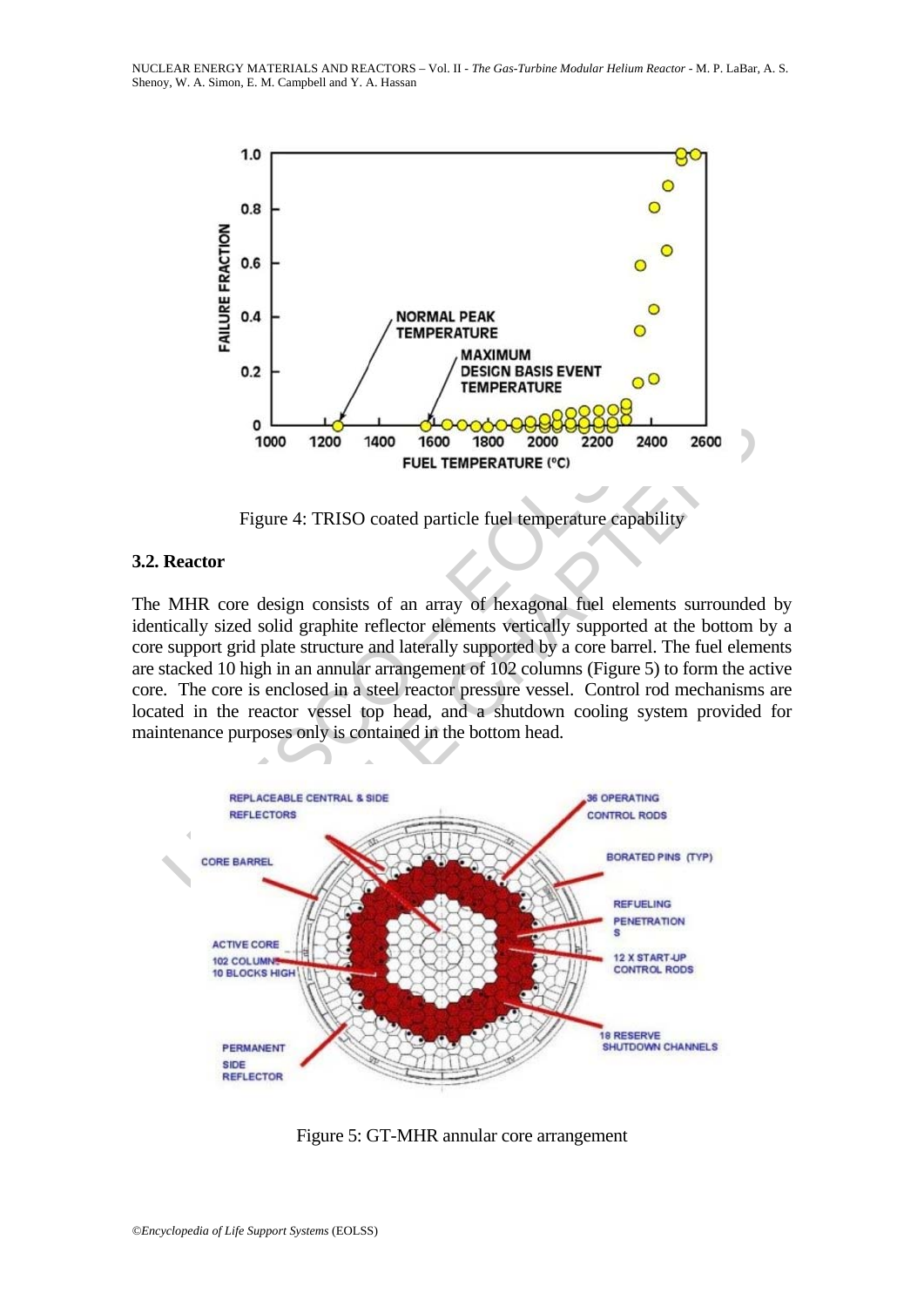Figure 4: TRISO coated particle fuel temperature capability

### 3.2. Reactor

The MHR core design consists of an array of hexagonal fuel elements surrounded by identically sized solid graphite reflector elements vertically supported at the bottom by a core support grid plate structure and laterally supported by a core barrel. The fuel elements are stacked 10 high in an annular arrangement of 102 columns (Figure 5) to form the active core. The core is enclosed in a steel reactor pressure vessel. Control rod mechanisms are located in the reactor vessel top head, and a shutdown cooling system provided for maintenance purposes only is contained in the bottom head.

Figure 5: GT-MHR annular core arrangement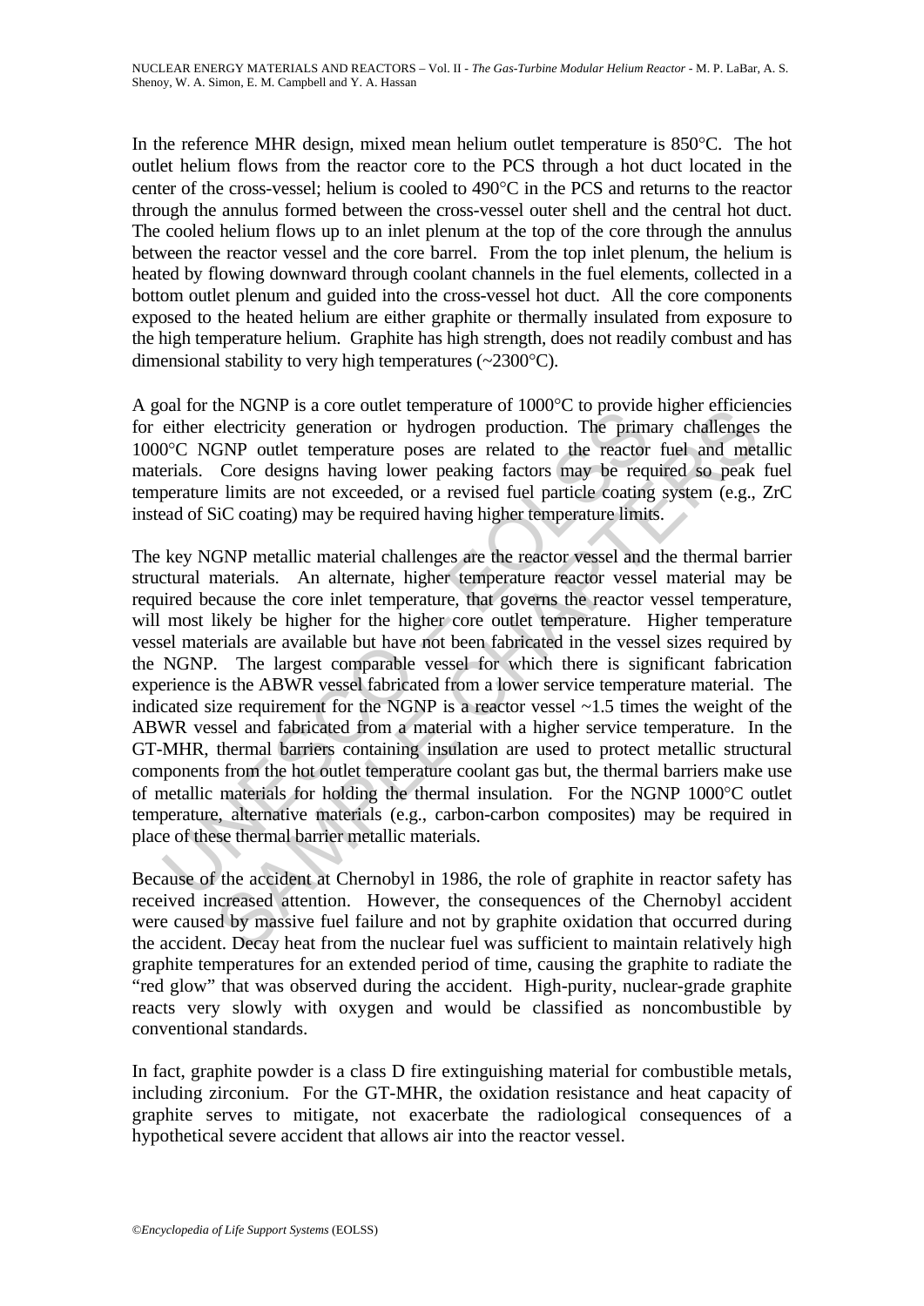In the reference MHR design, mixed mean helium outlet temperature is 850°C. The hot outlet helium flows from the reactor core to the PCS through a hot duct located in the center of the cross-vessel; helium is cooled to 490°C in the PCS and returns to the reactor through the annulus formed between the cross-vessel outer shell and the central hot duct. The cooled helium flows up to an inlet plenum at the top of the core through the annulus between the reactor vessel and the core barrel. From the top inlet plenum, the helium is heated by flowing downward through coolant channels in the fuel elements, collected in a bottom outlet plenum and guided into the cross-vessel hot duct. All the core components exposed to the heated helium are either graphite or thermally insulated from exposure to the high temperature helium. Graphite has high strength, does not readily combust and has dimensional stability to very high temperatures (~2300°C).

A goal for the NGNP is a core outlet temperature of 1000°C to provide higher efficiencies for either electricity generation or hydrogen production. The primary challenges the 1000°C NGNP outlet temperature poses are related to the reactor fuel and metallic materials. Core designs having lower peaking factors may be required so peak fuel temperature limits are not exceeded, or a revised fuel particle coating system (e.g., ZrC instead of SiC coating) may be required having higher temperature limits.

The key NGNP metallic material challenges are the reactor vessel and the thermal barrier structural materials. An alternate, higher temperature reactor vessel material may be required because the core inlet temperature, that governs the reactor vessel temperature, will most likely be higher for the higher core outlet temperature. Higher temperature vessel materials are available but have not been fabricated in the vessel sizes required by the NGNP. The largest comparable vessel for which there is significant fabrication experience is the ABWR vessel fabricated from a lower service temperature material. The indicated size requirement for the NGNP is a reactor vessel ~1.5 times the weight of the ABWR vessel and fabricated from a material with a higher service temperature. In the GT-MHR, thermal barriers containing insulation are used to protect metallic structural components from the hot outlet temperature coolant gas but, the thermal barriers make use of metallic materials for holding the thermal insulation. For the NGNP 1000°C outlet temperature, alternative materials (e.g., carbon-carbon composites) may be required in place of these thermal barrier metallic materials.

Because of the accident at Chernobyl in 1986, the role of graphite in reactor safety has received increased attention. However, the consequences of the Chernobyl accident were caused by massive fuel failure and not by graphite oxidation that occurred during the accident. Decay heat from the nuclear fuel was sufficient to maintain relatively high graphite temperatures for an extended period of time, causing the graphite to radiate the "red glow" that was observed during the accident. High-purity, nuclear-grade graphite reacts very slowly with oxygen and would be classified as noncombustible by conventional standards.

In fact, graphite powder is a class D fire extinguishing material for combustible metals, including zirconium. For the GT-MHR, the oxidation resistance and heat capacity of graphite serves to mitigate, not exacerbate the radiological consequences of a hypothetical severe accident that allows air into the reactor vessel.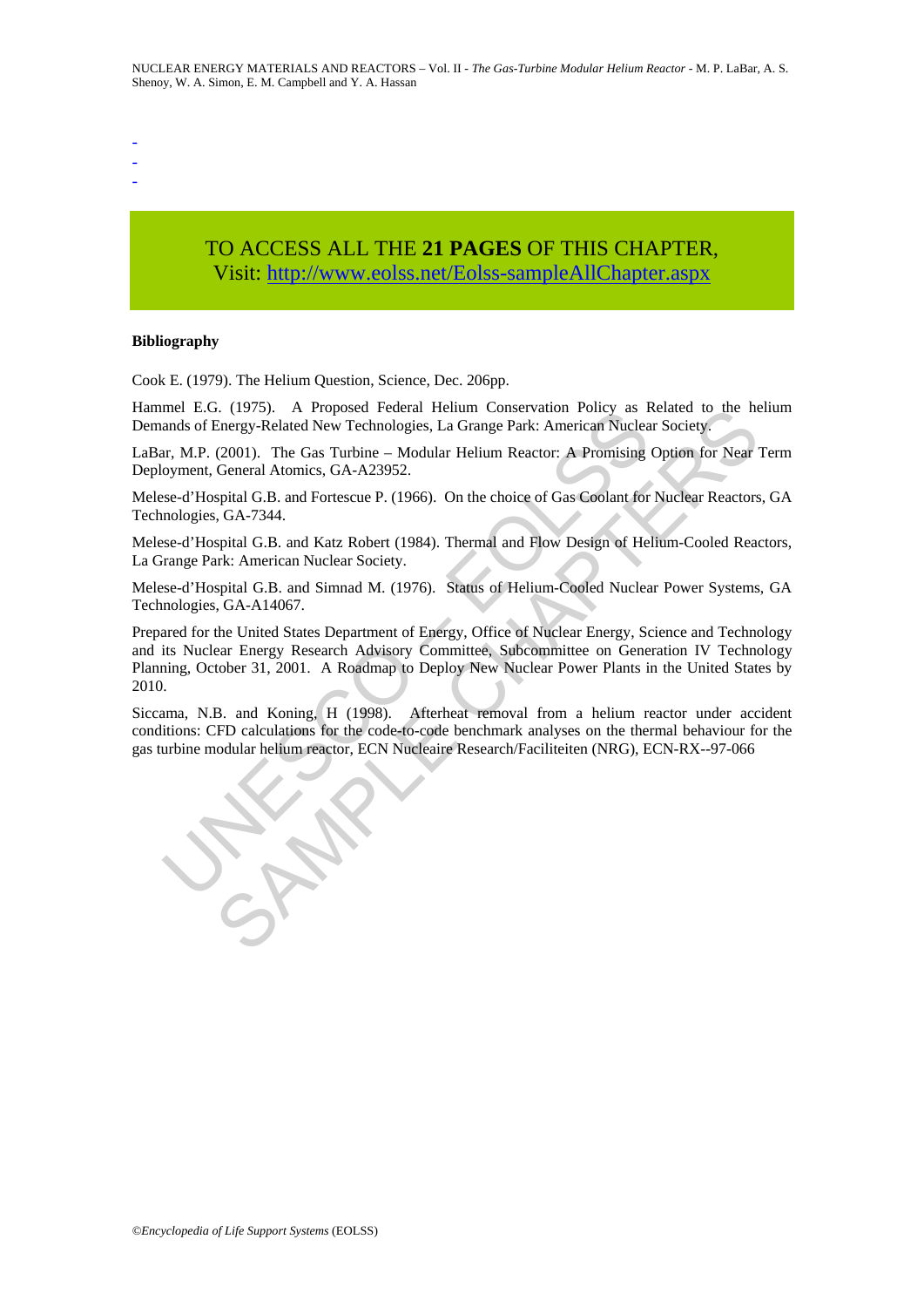-
-
-

TO ACCESS ALL THE **21 PAGES** OF THIS CHAPTER,
Visit: http://www.eolss.net/Eolss-sampleAllChapter.aspx

**Bibliography**

Cook E. (1979). The Helium Question, Science, Dec. 206pp.

Hammel E.G. (1975). A Proposed Federal Helium Conservation Policy as Related to the helium Demands of Energy-Related New Technologies, La Grange Park: American Nuclear Society.

LaBar, M.P. (2001). The Gas Turbine – Modular Helium Reactor: A Promising Option for Near Term Deployment, General Atomics, GA-A23952.

Melese-d'Hospital G.B. and Fortescue P. (1966). On the choice of Gas Coolant for Nuclear Reactors, GA Technologies, GA-7344.

Melese-d'Hospital G.B. and Katz Robert (1984). Thermal and Flow Design of Helium-Cooled Reactors, La Grange Park: American Nuclear Society.

Melese-d'Hospital G.B. and Simnad M. (1976). Status of Helium-Cooled Nuclear Power Systems, GA Technologies, GA-A14067.

Prepared for the United States Department of Energy, Office of Nuclear Energy, Science and Technology and its Nuclear Energy Research Advisory Committee, Subcommittee on Generation IV Technology Planning, October 31, 2001. A Roadmap to Deploy New Nuclear Power Plants in the United States by 2010.

Siccama, N.B. and Koning, H (1998). Afterheat removal from a helium reactor under accident conditions: CFD calculations for the code-to-code benchmark analyses on the thermal behaviour for the gas turbine modular helium reactor, ECN Nucleaire Research/Faciliteiten (NRG), ECN-RX--97-066